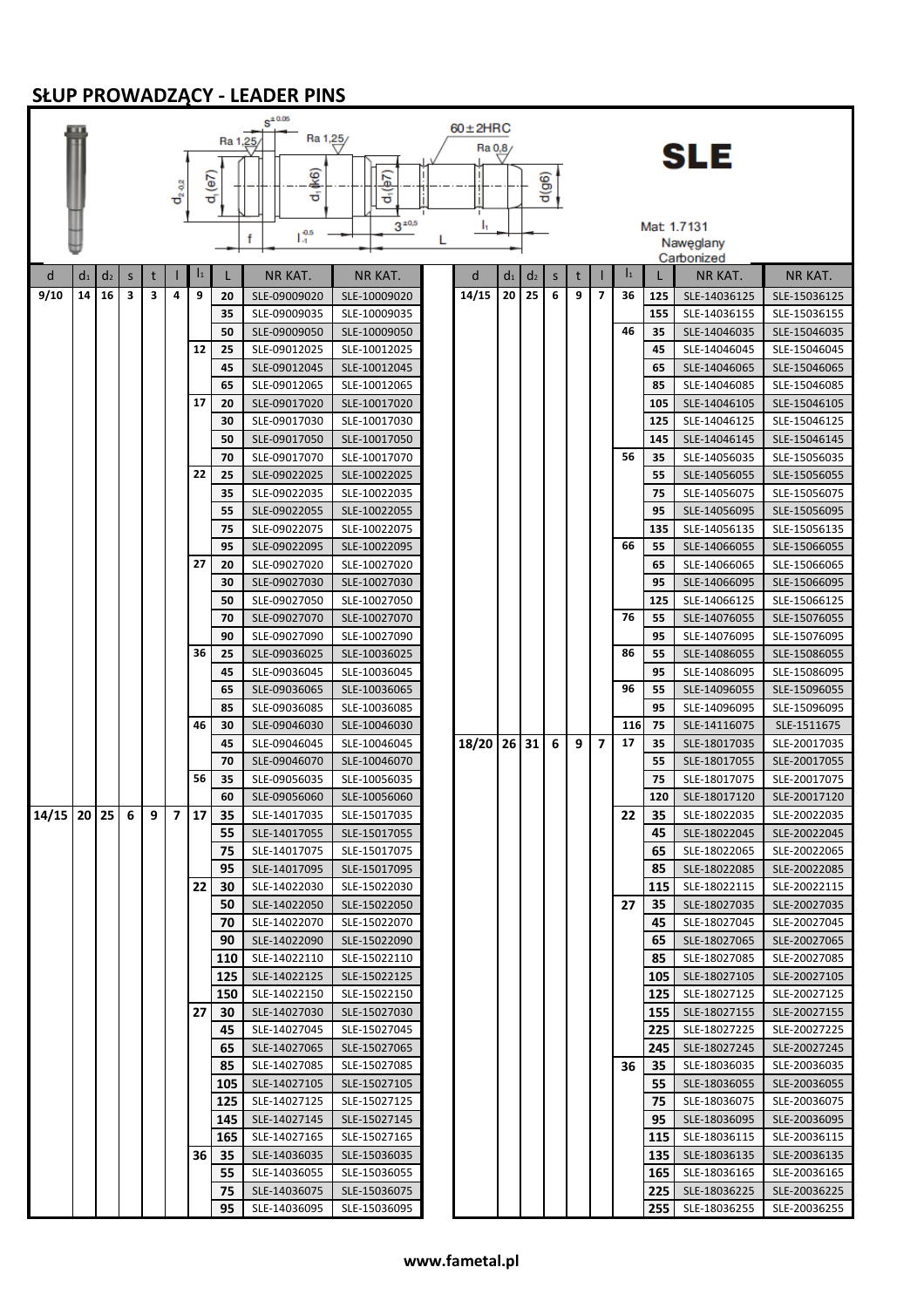## SŁUP PROWADZĄCY - LEADER PINS

**SLE**

$60\pm2$HRC

Mat: 1.7131
Nawęglany
Carbonized

| d | $d_1$ | $d_2$ | s | t | l | $l_1$ | L | NR KAT. | NR KAT. |
|---|---|---|---|---|---|---|---|---|---|
| 9/10 | 14 | 16 | 3 | 3 | 4 | 9 | 20 | SLE-09009020 | SLE-10009020 |
| | | | | | | | 35 | SLE-09009035 | SLE-10009035 |
| | | | | | | | 50 | SLE-09009050 | SLE-10009050 |
| | | | | | | 12 | 25 | SLE-09012025 | SLE-10012025 |
| | | | | | | | 45 | SLE-09012045 | SLE-10012045 |
| | | | | | | | 65 | SLE-09012065 | SLE-10012065 |
| | | | | | | 17 | 20 | SLE-09017020 | SLE-10017020 |
| | | | | | | | 30 | SLE-09017030 | SLE-10017030 |
| | | | | | | | 50 | SLE-09017050 | SLE-10017050 |
| | | | | | | | 70 | SLE-09017070 | SLE-10017070 |
| | | | | | | 22 | 25 | SLE-09022025 | SLE-10022025 |
| | | | | | | | 35 | SLE-09022035 | SLE-10022035 |
| | | | | | | | 55 | SLE-09022055 | SLE-10022055 |
| | | | | | | | 75 | SLE-09022075 | SLE-10022075 |
| | | | | | | | 95 | SLE-09022095 | SLE-10022095 |
| | | | | | | 27 | 20 | SLE-09027020 | SLE-10027020 |
| | | | | | | | 30 | SLE-09027030 | SLE-10027030 |
| | | | | | | | 50 | SLE-09027050 | SLE-10027050 |
| | | | | | | | 70 | SLE-09027070 | SLE-10027070 |
| | | | | | | | 90 | SLE-09027090 | SLE-10027090 |
| | | | | | | 36 | 25 | SLE-09036025 | SLE-10036025 |
| | | | | | | | 45 | SLE-09036045 | SLE-10036045 |
| | | | | | | | 65 | SLE-09036065 | SLE-10036065 |
| | | | | | | | 85 | SLE-09036085 | SLE-10036085 |
| | | | | | | 46 | 30 | SLE-09046030 | SLE-10046030 |
| | | | | | | | 45 | SLE-09046045 | SLE-10046045 |
| | | | | | | | 70 | SLE-09046070 | SLE-10046070 |
| | | | | | | 56 | 35 | SLE-09056035 | SLE-10056035 |
| | | | | | | | 60 | SLE-09056060 | SLE-10056060 |
| 14/15 | 20 | 25 | 6 | 9 | 7 | 17 | 35 | SLE-14017035 | SLE-15017035 |
| | | | | | | | 55 | SLE-14017055 | SLE-15017055 |
| | | | | | | | 75 | SLE-14017075 | SLE-15017075 |
| | | | | | | | 95 | SLE-14017095 | SLE-15017095 |
| | | | | | | 22 | 30 | SLE-14022030 | SLE-15022030 |
| | | | | | | | 50 | SLE-14022050 | SLE-15022050 |
| | | | | | | | 70 | SLE-14022070 | SLE-15022070 |
| | | | | | | | 90 | SLE-14022090 | SLE-15022090 |
| | | | | | | | 110 | SLE-14022110 | SLE-15022110 |
| | | | | | | | 125 | SLE-14022125 | SLE-15022125 |
| | | | | | | | 150 | SLE-14022150 | SLE-15022150 |
| | | | | | | 27 | 30 | SLE-14027030 | SLE-15027030 |
| | | | | | | | 45 | SLE-14027045 | SLE-15027045 |
| | | | | | | | 65 | SLE-14027065 | SLE-15027065 |
| | | | | | | | 85 | SLE-14027085 | SLE-15027085 |
| | | | | | | | 105 | SLE-14027105 | SLE-15027105 |
| | | | | | | | 125 | SLE-14027125 | SLE-15027125 |
| | | | | | | | 145 | SLE-14027145 | SLE-15027145 |
| | | | | | | | 165 | SLE-14027165 | SLE-15027165 |
| | | | | | | 36 | 35 | SLE-14036035 | SLE-15036035 |
| | | | | | | | 55 | SLE-14036055 | SLE-15036055 |
| | | | | | | | 75 | SLE-14036075 | SLE-15036075 |
| | | | | | | | 95 | SLE-14036095 | SLE-15036095 |

| d | $d_1$ | $d_2$ | s | t | l | $l_1$ | L | NR KAT. | NR KAT. |
|---|---|---|---|---|---|---|---|---|---|
| 14/15 | 20 | 25 | 6 | 9 | 7 | 36 | 125 | SLE-14036125 | SLE-15036125 |
| | | | | | | | 155 | SLE-14036155 | SLE-15036155 |
| | | | | | | 46 | 35 | SLE-14046035 | SLE-15046035 |
| | | | | | | | 45 | SLE-14046045 | SLE-15046045 |
| | | | | | | | 65 | SLE-14046065 | SLE-15046065 |
| | | | | | | | 85 | SLE-14046085 | SLE-15046085 |
| | | | | | | | 105 | SLE-14046105 | SLE-15046105 |
| | | | | | | | 125 | SLE-14046125 | SLE-15046125 |
| | | | | | | | 145 | SLE-14046145 | SLE-15046145 |
| | | | | | | 56 | 35 | SLE-14056035 | SLE-15056035 |
| | | | | | | | 55 | SLE-14056055 | SLE-15056055 |
| | | | | | | | 75 | SLE-14056075 | SLE-15056075 |
| | | | | | | | 95 | SLE-14056095 | SLE-15056095 |
| | | | | | | | 135 | SLE-14056135 | SLE-15056135 |
| | | | | | | 66 | 55 | SLE-14066055 | SLE-15066055 |
| | | | | | | | 65 | SLE-14066065 | SLE-15066065 |
| | | | | | | | 95 | SLE-14066095 | SLE-15066095 |
| | | | | | | | 125 | SLE-14066125 | SLE-15066125 |
| | | | | | | 76 | 55 | SLE-14076055 | SLE-15076055 |
| | | | | | | | 95 | SLE-14076095 | SLE-15076095 |
| | | | | | | 86 | 55 | SLE-14086055 | SLE-15086055 |
| | | | | | | | 95 | SLE-14086095 | SLE-15086095 |
| | | | | | | 96 | 55 | SLE-14096055 | SLE-15096055 |
| | | | | | | | 95 | SLE-14096095 | SLE-15096095 |
| | | | | | | 116 | 75 | SLE-14116075 | SLE-1511675 |
| 18/20 | 26 | 31 | 6 | 9 | 7 | 17 | 35 | SLE-18017035 | SLE-20017035 |
| | | | | | | | 55 | SLE-18017055 | SLE-20017055 |
| | | | | | | | 75 | SLE-18017075 | SLE-20017075 |
| | | | | | | | 120 | SLE-18017120 | SLE-20017120 |
| | | | | | | 22 | 35 | SLE-18022035 | SLE-20022035 |
| | | | | | | | 45 | SLE-18022045 | SLE-20022045 |
| | | | | | | | 65 | SLE-18022065 | SLE-20022065 |
| | | | | | | | 85 | SLE-18022085 | SLE-20022085 |
| | | | | | | | 115 | SLE-18022115 | SLE-20022115 |
| | | | | | | 27 | 35 | SLE-18027035 | SLE-20027035 |
| | | | | | | | 45 | SLE-18027045 | SLE-20027045 |
| | | | | | | | 65 | SLE-18027065 | SLE-20027065 |
| | | | | | | | 85 | SLE-18027085 | SLE-20027085 |
| | | | | | | | 105 | SLE-18027105 | SLE-20027105 |
| | | | | | | | 125 | SLE-18027125 | SLE-20027125 |
| | | | | | | | 155 | SLE-18027155 | SLE-20027155 |
| | | | | | | | 225 | SLE-18027225 | SLE-20027225 |
| | | | | | | | 245 | SLE-18027245 | SLE-20027245 |
| | | | | | | 36 | 35 | SLE-18036035 | SLE-20036035 |
| | | | | | | | 55 | SLE-18036055 | SLE-20036055 |
| | | | | | | | 75 | SLE-18036075 | SLE-20036075 |
| | | | | | | | 95 | SLE-18036095 | SLE-20036095 |
| | | | | | | | 115 | SLE-18036115 | SLE-20036115 |
| | | | | | | | 135 | SLE-18036135 | SLE-20036135 |
| | | | | | | | 165 | SLE-18036165 | SLE-20036165 |
| | | | | | | | 225 | SLE-18036225 | SLE-20036225 |
| | | | | | | | 255 | SLE-18036255 | SLE-20036255 |

www.fametal.pl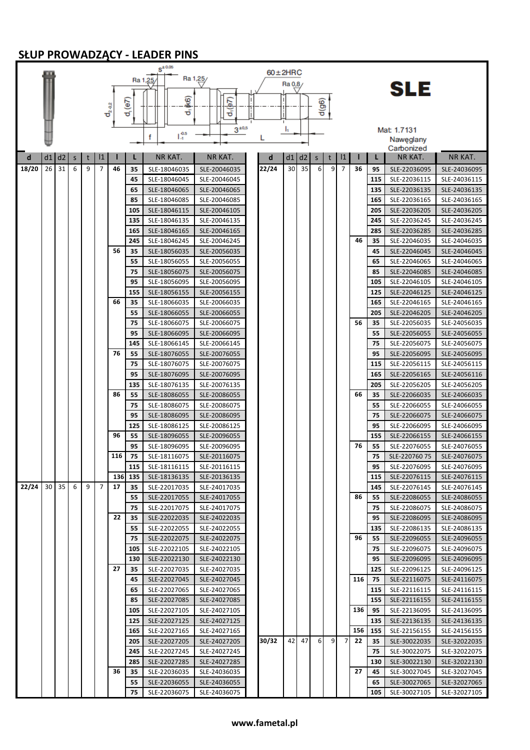## SŁUP PROWADZĄCY - LEADER PINS

SLE

Mat: 1.7131
Nawęglany
Carbonized

$60\pm2HRC$

| d | d1 | d2 | s | t | l1 | l | L | NR KAT. | NR KAT. |
|---|---|---|---|---|---|---|---|---|---|
| 18/20 | 26 | 31 | 6 | 9 | 7 | 46 | 35 | SLE-18046035 | SLE-20046035 |
| | | | | | | | 45 | SLE-18046045 | SLE-20046045 |
| | | | | | | | 65 | SLE-18046065 | SLE-20046065 |
| | | | | | | | 85 | SLE-18046085 | SLE-20046085 |
| | | | | | | | 105 | SLE-18046115 | SLE-20046105 |
| | | | | | | | 135 | SLE-18046135 | SLE-20046135 |
| | | | | | | | 165 | SLE-18046165 | SLE-20046165 |
| | | | | | | | 245 | SLE-18046245 | SLE-20046245 |
| | | | | | | 56 | 35 | SLE-18056035 | SLE-20056035 |
| | | | | | | | 55 | SLE-18056055 | SLE-20056055 |
| | | | | | | | 75 | SLE-18056075 | SLE-20056075 |
| | | | | | | | 95 | SLE-18056095 | SLE-20056095 |
| | | | | | | | 155 | SLE-18056155 | SLE-20056155 |
| | | | | | | 66 | 35 | SLE-18066035 | SLE-20066035 |
| | | | | | | | 55 | SLE-18066055 | SLE-20066055 |
| | | | | | | | 75 | SLE-18066075 | SLE-20066075 |
| | | | | | | | 95 | SLE-18066095 | SLE-20066095 |
| | | | | | | | 145 | SLE-18066145 | SLE-20066145 |
| | | | | | | 76 | 55 | SLE-18076055 | SLE-20076055 |
| | | | | | | | 75 | SLE-18076075 | SLE-20076075 |
| | | | | | | | 95 | SLE-18076095 | SLE-20076095 |
| | | | | | | | 135 | SLE-18076135 | SLE-20076135 |
| | | | | | | 86 | 55 | SLE-18086055 | SLE-20086055 |
| | | | | | | | 75 | SLE-18086075 | SLE-20086075 |
| | | | | | | | 95 | SLE-18086095 | SLE-20086095 |
| | | | | | | | 125 | SLE-18086125 | SLE-20086125 |
| | | | | | | 96 | 55 | SLE-18096055 | SLE-20096055 |
| | | | | | | | 95 | SLE-18096095 | SLE-20096095 |
| | | | | | | 116 | 75 | SLE-18116075 | SLE-20116075 |
| | | | | | | | 115 | SLE-18116115 | SLE-20116115 |
| | | | | | | 136 | 135 | SLE-18136135 | SLE-20136135 |
| 22/24 | 30 | 35 | 6 | 9 | 7 | 17 | 35 | SLE-22017035 | SLE-24017035 |
| | | | | | | | 55 | SLE-22017055 | SLE-24017055 |
| | | | | | | | 75 | SLE-22017075 | SLE-24017075 |
| | | | | | | 22 | 35 | SLE-22022035 | SLE-24022035 |
| | | | | | | | 55 | SLE-22022055 | SLE-24022055 |
| | | | | | | | 75 | SLE-22022075 | SLE-24022075 |
| | | | | | | | 105 | SLE-22022105 | SLE-24022105 |
| | | | | | | | 130 | SLE-22022130 | SLE-24022130 |
| | | | | | | 27 | 35 | SLE-22027035 | SLE-24027035 |
| | | | | | | | 45 | SLE-22027045 | SLE-24027045 |
| | | | | | | | 65 | SLE-22027065 | SLE-24027065 |
| | | | | | | | 85 | SLE-22027085 | SLE-24027085 |
| | | | | | | | 105 | SLE-22027105 | SLE-24027105 |
| | | | | | | | 125 | SLE-22027125 | SLE-24027125 |
| | | | | | | | 165 | SLE-22027165 | SLE-24027165 |
| | | | | | | | 205 | SLE-22027205 | SLE-24027205 |
| | | | | | | | 245 | SLE-22027245 | SLE-24027245 |
| | | | | | | | 285 | SLE-22027285 | SLE-24027285 |
| | | | | | | 36 | 35 | SLE-22036035 | SLE-24036035 |
| | | | | | | | 55 | SLE-22036055 | SLE-24036055 |
| | | | | | | | 75 | SLE-22036075 | SLE-24036075 |
| 22/24 | 30 | 35 | 6 | 9 | 7 | 36 | 95 | SLE-22036095 | SLE-24036095 |
| | | | | | | | 115 | SLE-22036115 | SLE-24036115 |
| | | | | | | | 135 | SLE-22036135 | SLE-24036135 |
| | | | | | | | 165 | SLE-22036165 | SLE-24036165 |
| | | | | | | | 205 | SLE-22036205 | SLE-24036205 |
| | | | | | | | 245 | SLE-22036245 | SLE-24036245 |
| | | | | | | | 285 | SLE-22036285 | SLE-24036285 |
| | | | | | | 46 | 35 | SLE-22046035 | SLE-24046035 |
| | | | | | | | 45 | SLE-22046045 | SLE-24046045 |
| | | | | | | | 65 | SLE-22046065 | SLE-24046065 |
| | | | | | | | 85 | SLE-22046085 | SLE-24046085 |
| | | | | | | | 105 | SLE-22046105 | SLE-24046105 |
| | | | | | | | 125 | SLE-22046125 | SLE-24046125 |
| | | | | | | | 165 | SLE-22046165 | SLE-24046165 |
| | | | | | | | 205 | SLE-22046205 | SLE-24046205 |
| | | | | | | 56 | 35 | SLE-22056035 | SLE-24056035 |
| | | | | | | | 55 | SLE-22056055 | SLE-24056055 |
| | | | | | | | 75 | SLE-22056075 | SLE-24056075 |
| | | | | | | | 95 | SLE-22056095 | SLE-24056095 |
| | | | | | | | 115 | SLE-22056115 | SLE-24056115 |
| | | | | | | | 165 | SLE-22056165 | SLE-24056116 |
| | | | | | | | 205 | SLE-22056205 | SLE-24056205 |
| | | | | | | 66 | 35 | SLE-22066035 | SLE-24066035 |
| | | | | | | | 55 | SLE-22066055 | SLE-24066055 |
| | | | | | | | 75 | SLE-22066075 | SLE-24066075 |
| | | | | | | | 95 | SLE-22066095 | SLE-24066095 |
| | | | | | | | 155 | SLE-22066155 | SLE-24066155 |
| | | | | | | 76 | 55 | SLE-22076055 | SLE-24076055 |
| | | | | | | | 75 | SLE-220760 75 | SLE-24076075 |
| | | | | | | | 95 | SLE-22076095 | SLE-24076095 |
| | | | | | | | 115 | SLE-22076115 | SLE-24076115 |
| | | | | | | | 145 | SLE-22076145 | SLE-24076145 |
| | | | | | | 86 | 55 | SLE-22086055 | SLE-24086055 |
| | | | | | | | 75 | SLE-22086075 | SLE-24086075 |
| | | | | | | | 95 | SLE-22086095 | SLE-24086095 |
| | | | | | | | 135 | SLE-22086135 | SLE-24086135 |
| | | | | | | 96 | 55 | SLE-22096055 | SLE-24096055 |
| | | | | | | | 75 | SLE-22096075 | SLE-24096075 |
| | | | | | | | 95 | SLE-22096095 | SLE-24096095 |
| | | | | | | | 125 | SLE-22096125 | SLE-24096125 |
| | | | | | | 116 | 75 | SLE-22116075 | SLE-24116075 |
| | | | | | | | 115 | SLE-22116115 | SLE-24116115 |
| | | | | | | | 155 | SLE-22116155 | SLE-24116155 |
| | | | | | | 136 | 95 | SLE-22136095 | SLE-24136095 |
| | | | | | | | 135 | SLE-22136135 | SLE-24136135 |
| | | | | | | 156 | 155 | SLE-22156155 | SLE-24156155 |
| 30/32 | 42 | 47 | 6 | 9 | 7 | 22 | 35 | SLE-30022035 | SLE-32022035 |
| | | | | | | | 75 | SLE-30022075 | SLE-32022075 |
| | | | | | | | 130 | SLE-30022130 | SLE-32022130 |
| | | | | | | 27 | 45 | SLE-30027045 | SLE-32027045 |
| | | | | | | | 65 | SLE-30027065 | SLE-32027065 |
| | | | | | | | 105 | SLE-30027105 | SLE-32027105 |

www.fametal.pl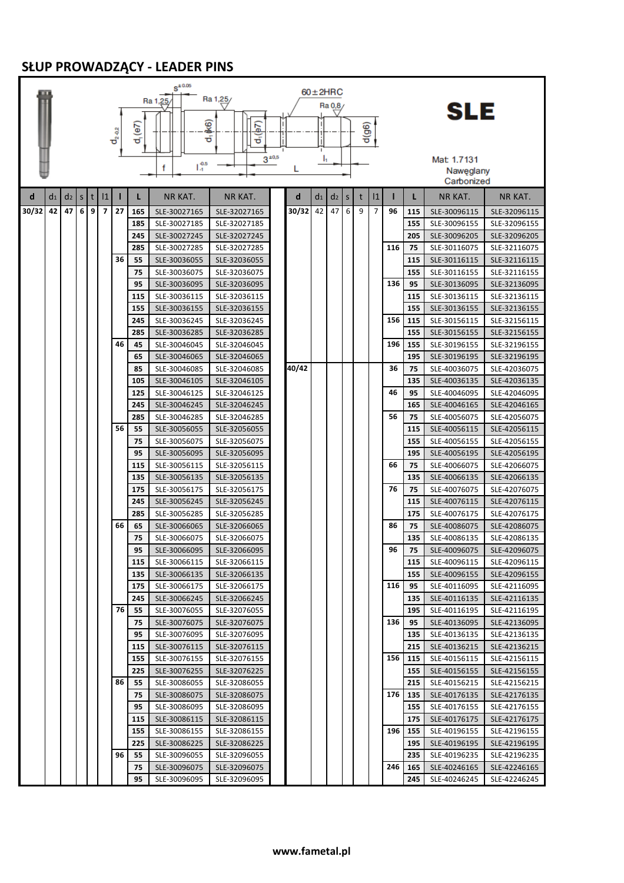# SŁUP PROWADZĄCY - LEADER PINS

$s^{\pm 0.05}$ Ra 1,25 Ra 1,25 $d_2{}_{-0.2}$ $d_1(e7)$ $d_1(k6)$ $d_1(e7)$ $3^{\pm 0.5}$ f $l_{-1}^{-0.5}$ 60±2HRC Ra 0,8 $d(g6)$ $l_1$ L

**SLE**

Mat. 1.7131
Nawęglany
Carbonized

| d | $d_1$ | $d_2$ | s | t | l1 | l | L | NR KAT. | NR KAT. | d | $d_1$ | $d_2$ | s | t | l1 | l | L | NR KAT. | NR KAT. |
|---|---|---|---|---|---|---|---|---|---|---|---|---|---|---|---|---|---|---|---|
| 30/32 | 42 | 47 | 6 | 9 | 7 | 27 | 165 | SLE-30027165 | SLE-32027165 | 30/32 | 42 | 47 | 6 | 9 | 7 | 96 | 115 | SLE-30096115 | SLE-32096115 |
| | | | | | | | 185 | SLE-30027185 | SLE-32027185 | | | | | | | | 155 | SLE-30096155 | SLE-32096155 |
| | | | | | | | 245 | SLE-30027245 | SLE-32027245 | | | | | | | | 205 | SLE-30096205 | SLE-32096205 |
| | | | | | | | 285 | SLE-30027285 | SLE-32027285 | | | | | | | 116 | 75 | SLE-30116075 | SLE-32116075 |
| | | | | | | 36 | 55 | SLE-30036055 | SLE-32036055 | | | | | | | | 115 | SLE-30116115 | SLE-32116115 |
| | | | | | | | 75 | SLE-30036075 | SLE-32036075 | | | | | | | | 155 | SLE-30116155 | SLE-32116155 |
| | | | | | | | 95 | SLE-30036095 | SLE-32036095 | | | | | | | 136 | 95 | SLE-30136095 | SLE-32136095 |
| | | | | | | | 115 | SLE-30036115 | SLE-32036115 | | | | | | | | 115 | SLE-30136115 | SLE-32136115 |
| | | | | | | | 155 | SLE-30036155 | SLE-32036155 | | | | | | | | 155 | SLE-30136155 | SLE-32136155 |
| | | | | | | | 245 | SLE-30036245 | SLE-32036245 | | | | | | | 156 | 115 | SLE-30156115 | SLE-32156115 |
| | | | | | | | 285 | SLE-30036285 | SLE-32036285 | | | | | | | | 155 | SLE-30156155 | SLE-32156155 |
| | | | | | | 46 | 45 | SLE-30046045 | SLE-32046045 | | | | | | | 196 | 155 | SLE-30196155 | SLE-32196155 |
| | | | | | | | 65 | SLE-30046065 | SLE-32046065 | | | | | | | | 195 | SLE-30196195 | SLE-32196195 |
| | | | | | | | 85 | SLE-30046085 | SLE-32046085 | 40/42 | | | | | | 36 | 75 | SLE-40036075 | SLE-42036075 |
| | | | | | | | 105 | SLE-30046105 | SLE-32046105 | | | | | | | | 135 | SLE-40036135 | SLE-42036135 |
| | | | | | | | 125 | SLE-30046125 | SLE-32046125 | | | | | | | 46 | 95 | SLE-40046095 | SLE-42046095 |
| | | | | | | | 245 | SLE-30046245 | SLE-32046245 | | | | | | | | 165 | SLE-40046165 | SLE-42046165 |
| | | | | | | | 285 | SLE-30046285 | SLE-32046285 | | | | | | | 56 | 75 | SLE-40056075 | SLE-42056075 |
| | | | | | | 56 | 55 | SLE-30056055 | SLE-32056055 | | | | | | | | 115 | SLE-40056115 | SLE-42056115 |
| | | | | | | | 75 | SLE-30056075 | SLE-32056075 | | | | | | | | 155 | SLE-40056155 | SLE-42056155 |
| | | | | | | | 95 | SLE-30056095 | SLE-32056095 | | | | | | | | 195 | SLE-40056195 | SLE-42056195 |
| | | | | | | | 115 | SLE-30056115 | SLE-32056115 | | | | | | | 66 | 75 | SLE-40066075 | SLE-42066075 |
| | | | | | | | 135 | SLE-30056135 | SLE-32056135 | | | | | | | | 135 | SLE-40066135 | SLE-42066135 |
| | | | | | | | 175 | SLE-30056175 | SLE-32056175 | | | | | | | 76 | 75 | SLE-40076075 | SLE-42076075 |
| | | | | | | | 245 | SLE-30056245 | SLE-32056245 | | | | | | | | 115 | SLE-40076115 | SLE-42076115 |
| | | | | | | | 285 | SLE-30056285 | SLE-32056285 | | | | | | | | 175 | SLE-40076175 | SLE-42076175 |
| | | | | | | 66 | 65 | SLE-30066065 | SLE-32066065 | | | | | | | 86 | 75 | SLE-40086075 | SLE-42086075 |
| | | | | | | | 75 | SLE-30066075 | SLE-32066075 | | | | | | | | 135 | SLE-40086135 | SLE-42086135 |
| | | | | | | | 95 | SLE-30066095 | SLE-32066095 | | | | | | | 96 | 75 | SLE-40096075 | SLE-42096075 |
| | | | | | | | 115 | SLE-30066115 | SLE-32066115 | | | | | | | | 115 | SLE-40096115 | SLE-42096115 |
| | | | | | | | 135 | SLE-30066135 | SLE-32066135 | | | | | | | | 155 | SLE-40096155 | SLE-42096155 |
| | | | | | | | 175 | SLE-30066175 | SLE-32066175 | | | | | | | 116 | 95 | SLE-40116095 | SLE-42116095 |
| | | | | | | | 245 | SLE-30066245 | SLE-32066245 | | | | | | | | 135 | SLE-40116135 | SLE-42116135 |
| | | | | | | 76 | 55 | SLE-30076055 | SLE-32076055 | | | | | | | | 195 | SLE-40116195 | SLE-42116195 |
| | | | | | | | 75 | SLE-30076075 | SLE-32076075 | | | | | | | 136 | 95 | SLE-40136095 | SLE-42136095 |
| | | | | | | | 95 | SLE-30076095 | SLE-32076095 | | | | | | | | 135 | SLE-40136135 | SLE-42136135 |
| | | | | | | | 115 | SLE-30076115 | SLE-32076115 | | | | | | | | 215 | SLE-40136215 | SLE-42136215 |
| | | | | | | | 155 | SLE-30076155 | SLE-32076155 | | | | | | | 156 | 115 | SLE-40156115 | SLE-42156115 |
| | | | | | | | 225 | SLE-30076255 | SLE-32076225 | | | | | | | | 155 | SLE-40156155 | SLE-42156155 |
| | | | | | | 86 | 55 | SLE-30086055 | SLE-32086055 | | | | | | | | 215 | SLE-40156215 | SLE-42156215 |
| | | | | | | | 75 | SLE-30086075 | SLE-32086075 | | | | | | | 176 | 135 | SLE-40176135 | SLE-42176135 |
| | | | | | | | 95 | SLE-30086095 | SLE-32086095 | | | | | | | | 155 | SLE-40176155 | SLE-42176155 |
| | | | | | | | 115 | SLE-30086115 | SLE-32086115 | | | | | | | | 175 | SLE-40176175 | SLE-42176175 |
| | | | | | | | 155 | SLE-30086155 | SLE-32086155 | | | | | | | 196 | 155 | SLE-40196155 | SLE-42196155 |
| | | | | | | | 225 | SLE-30086225 | SLE-32086225 | | | | | | | | 195 | SLE-40196195 | SLE-42196195 |
| | | | | | | 96 | 55 | SLE-30096055 | SLE-32096055 | | | | | | | | 235 | SLE-40196235 | SLE-42196235 |
| | | | | | | | 75 | SLE-30096075 | SLE-32096075 | | | | | | | 246 | 165 | SLE-40246165 | SLE-42246165 |
| | | | | | | | 95 | SLE-30096095 | SLE-32096095 | | | | | | | | 245 | SLE-40246245 | SLE-42246245 |

www.fametal.pl